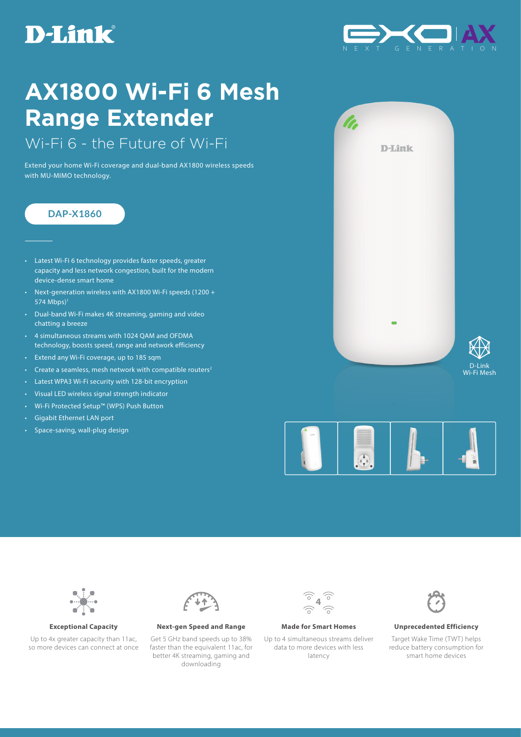D-Link

EXO AX NEXT GENERATION

# AX1800 Wi-Fi 6 Mesh Range Extender

## Wi-Fi 6 - the Future of Wi-Fi

Extend your home Wi-Fi coverage and dual-band AX1800 wireless speeds with MU-MIMO technology.

**DAP-X1860**

- Latest Wi-Fi 6 technology provides faster speeds, greater capacity and less network congestion, built for the modern device-dense smart home
- Next-generation wireless with AX1800 Wi-Fi speeds (1200 + 574 Mbps)[1]
- Dual-band Wi-Fi makes 4K streaming, gaming and video chatting a breeze
- 4 simultaneous streams with 1024 QAM and OFDMA technology, boosts speed, range and network efficiency
- Extend any Wi-Fi coverage, up to 185 sqm
- Create a seamless, mesh network with compatible routers[2]
- Latest WPA3 Wi-Fi security with 128-bit encryption
- Visual LED wireless signal strength indicator
- Wi-Fi Protected Setup™ (WPS) Push Button
- Gigabit Ethernet LAN port
- Space-saving, wall-plug design

D-Link Wi-Fi Mesh

**Exceptional Capacity**

Up to 4x greater capacity than 11ac, so more devices can connect at once

**Next-gen Speed and Range**

Get 5 GHz band speeds up to 38% faster than the equivalent 11ac, for better 4K streaming, gaming and downloading

**Made for Smart Homes**

Up to 4 simultaneous streams deliver data to more devices with less latency

**Unprecedented Efficiency**

Target Wake Time (TWT) helps reduce battery consumption for smart home devices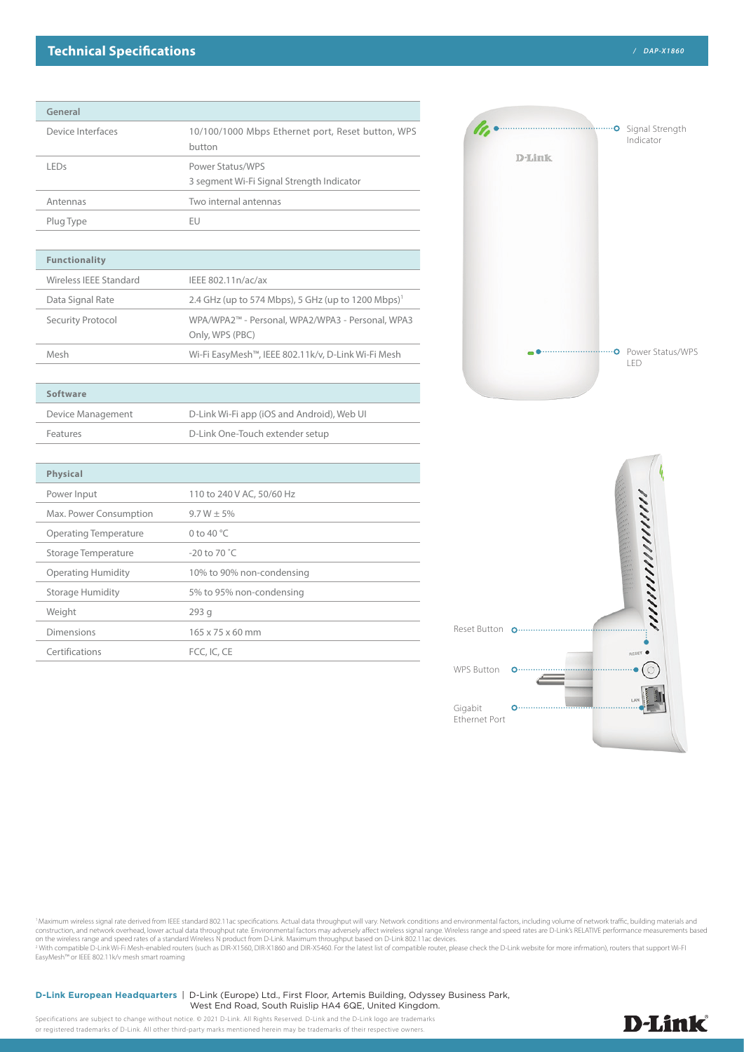## Technical Specifications

/ DAP-X1860

| General | |
|---|---|
| Device Interfaces | 10/100/1000 Mbps Ethernet port, Reset button, WPS button |
| LEDs | Power Status/WPS<br>3 segment Wi-Fi Signal Strength Indicator |
| Antennas | Two internal antennas |
| Plug Type | EU |

| Functionality | |
|---|---|
| Wireless IEEE Standard | IEEE 802.11n/ac/ax |
| Data Signal Rate | 2.4 GHz (up to 574 Mbps), 5 GHz (up to 1200 Mbps)[1] |
| Security Protocol | WPA/WPA2™ - Personal, WPA2/WPA3 - Personal, WPA3 Only, WPS (PBC) |
| Mesh | Wi-Fi EasyMesh™, IEEE 802.11k/v, D-Link Wi-Fi Mesh |

| Software | |
|---|---|
| Device Management | D-Link Wi-Fi app (iOS and Android), Web UI |
| Features | D-Link One-Touch extender setup |

| Physical | |
|---|---|
| Power Input | 110 to 240 V AC, 50/60 Hz |
| Max. Power Consumption | 9.7 W ± 5% |
| Operating Temperature | 0 to 40 °C |
| Storage Temperature | -20 to 70 °C |
| Operating Humidity | 10% to 90% non-condensing |
| Storage Humidity | 5% to 95% non-condensing |
| Weight | 293 g |
| Dimensions | 165 x 75 x 60 mm |
| Certifications | FCC, IC, CE |

Signal Strength Indicator

Power Status/WPS LED

Reset Button

WPS Button

Gigabit Ethernet Port

[1] Maximum wireless signal rate derived from IEEE standard 802.11ac specifications. Actual data throughput will vary. Network conditions and environmental factors, including volume of network traffic, building materials and construction, and network overhead, lower actual data throughput rate. Environmental factors may adversely affect wireless signal range. Wireless range and speed rates are D-Link's RELATIVE performance measurements based on the wireless range and speed rates of a standard Wireless N product from D-Link. Maximum throughput based on D-Link 802.11ac devices.
[2] With compatible D-Link Wi-Fi Mesh-enabled routers (such as DIR-X1560, DIR-X1860 and DIR-X5460. For the latest list of compatible router, please check the D-Link website for more infrmation), routers that support Wi-FI EasyMesh™ or IEEE 802.11k/v mesh smart roaming

**D-Link European Headquarters** | D-Link (Europe) Ltd., First Floor, Artemis Building, Odyssey Business Park, West End Road, South Ruislip HA4 6QE, United Kingdom.

Specifications are subject to change without notice. © 2021 D-Link. All Rights Reserved. D-Link and the D-Link logo are trademarks or registered trademarks of D-Link. All other third-party marks mentioned herein may be trademarks of their respective owners.